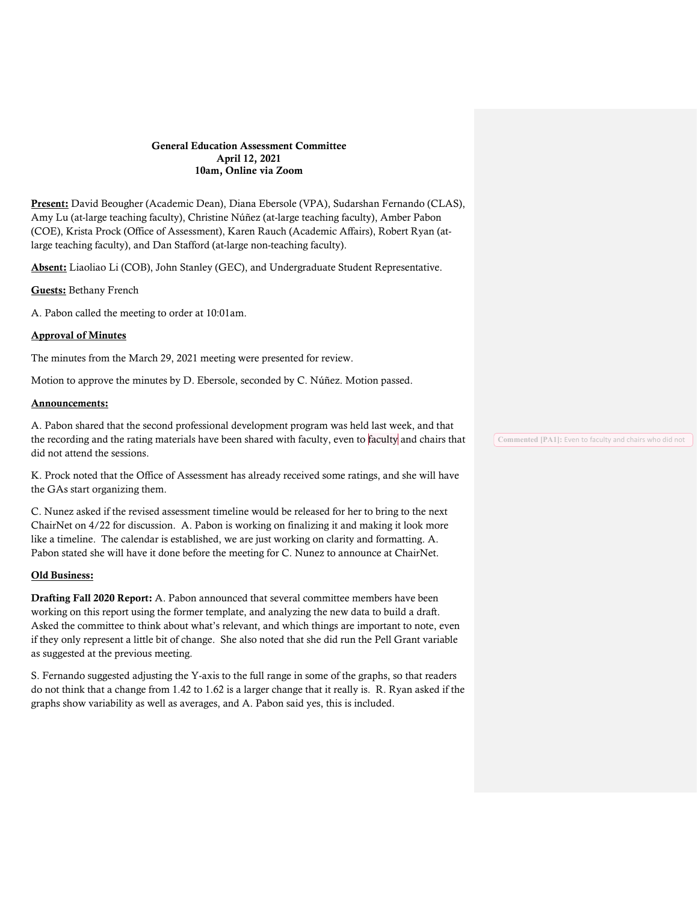**General Education Assessment Committee**
**April 12, 2021**
**10am, Online via Zoom**

**Present:** David Beougher (Academic Dean), Diana Ebersole (VPA), Sudarshan Fernando (CLAS), Amy Lu (at-large teaching faculty), Christine Núñez (at-large teaching faculty), Amber Pabon (COE), Krista Prock (Office of Assessment), Karen Rauch (Academic Affairs), Robert Ryan (at-large teaching faculty), and Dan Stafford (at-large non-teaching faculty).

**Absent:** Liaoliao Li (COB), John Stanley (GEC), and Undergraduate Student Representative.

**Guests:** Bethany French

A. Pabon called the meeting to order at 10:01am.

**Approval of Minutes**

The minutes from the March 29, 2021 meeting were presented for review.

Motion to approve the minutes by D. Ebersole, seconded by C. Núñez. Motion passed.

**Announcements:**

A. Pabon shared that the second professional development program was held last week, and that the recording and the rating materials have been shared with faculty, even to faculty and chairs that did not attend the sessions.

Commented [PA1]: Even to faculty and chairs who did not

K. Prock noted that the Office of Assessment has already received some ratings, and she will have the GAs start organizing them.

C. Nunez asked if the revised assessment timeline would be released for her to bring to the next ChairNet on 4/22 for discussion. A. Pabon is working on finalizing it and making it look more like a timeline. The calendar is established, we are just working on clarity and formatting. A. Pabon stated she will have it done before the meeting for C. Nunez to announce at ChairNet.

**Old Business:**

**Drafting Fall 2020 Report:** A. Pabon announced that several committee members have been working on this report using the former template, and analyzing the new data to build a draft. Asked the committee to think about what's relevant, and which things are important to note, even if they only represent a little bit of change. She also noted that she did run the Pell Grant variable as suggested at the previous meeting.

S. Fernando suggested adjusting the Y-axis to the full range in some of the graphs, so that readers do not think that a change from 1.42 to 1.62 is a larger change that it really is. R. Ryan asked if the graphs show variability as well as averages, and A. Pabon said yes, this is included.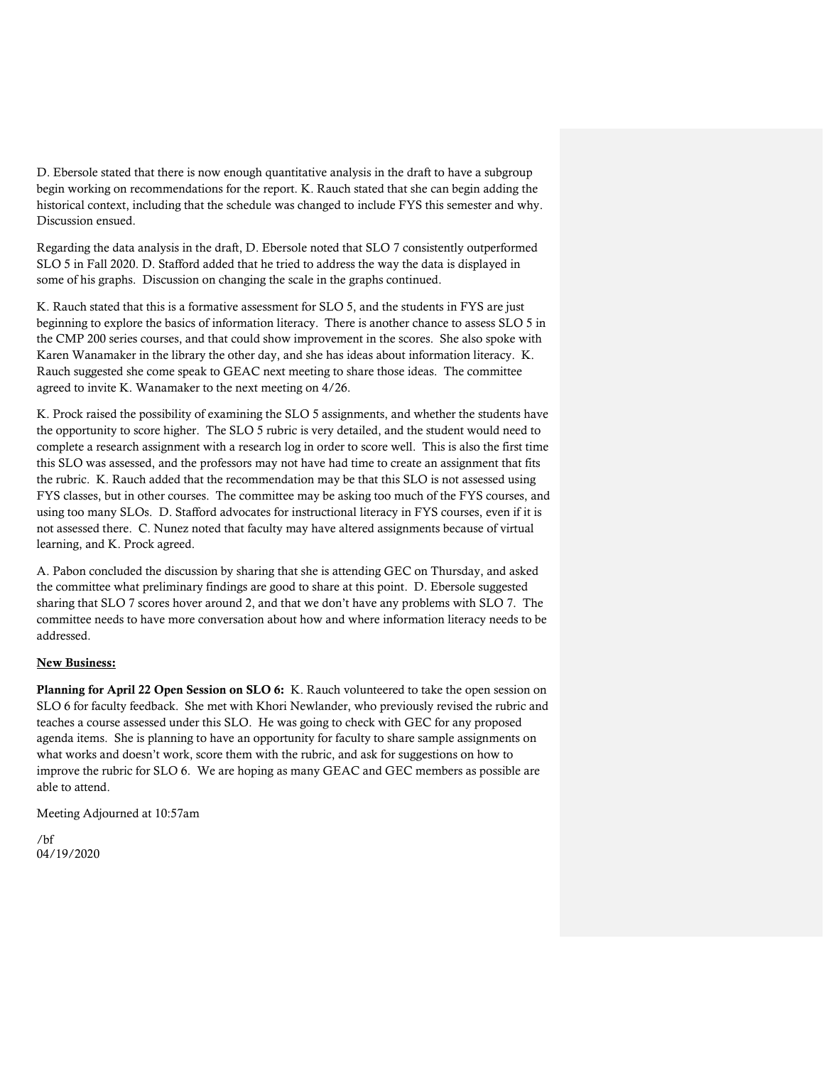D. Ebersole stated that there is now enough quantitative analysis in the draft to have a subgroup begin working on recommendations for the report. K. Rauch stated that she can begin adding the historical context, including that the schedule was changed to include FYS this semester and why. Discussion ensued.

Regarding the data analysis in the draft, D. Ebersole noted that SLO 7 consistently outperformed SLO 5 in Fall 2020. D. Stafford added that he tried to address the way the data is displayed in some of his graphs. Discussion on changing the scale in the graphs continued.

K. Rauch stated that this is a formative assessment for SLO 5, and the students in FYS are just beginning to explore the basics of information literacy. There is another chance to assess SLO 5 in the CMP 200 series courses, and that could show improvement in the scores. She also spoke with Karen Wanamaker in the library the other day, and she has ideas about information literacy. K. Rauch suggested she come speak to GEAC next meeting to share those ideas. The committee agreed to invite K. Wanamaker to the next meeting on 4/26.

K. Prock raised the possibility of examining the SLO 5 assignments, and whether the students have the opportunity to score higher. The SLO 5 rubric is very detailed, and the student would need to complete a research assignment with a research log in order to score well. This is also the first time this SLO was assessed, and the professors may not have had time to create an assignment that fits the rubric. K. Rauch added that the recommendation may be that this SLO is not assessed using FYS classes, but in other courses. The committee may be asking too much of the FYS courses, and using too many SLOs. D. Stafford advocates for instructional literacy in FYS courses, even if it is not assessed there. C. Nunez noted that faculty may have altered assignments because of virtual learning, and K. Prock agreed.

A. Pabon concluded the discussion by sharing that she is attending GEC on Thursday, and asked the committee what preliminary findings are good to share at this point. D. Ebersole suggested sharing that SLO 7 scores hover around 2, and that we don't have any problems with SLO 7. The committee needs to have more conversation about how and where information literacy needs to be addressed.

**New Business:**

**Planning for April 22 Open Session on SLO 6:** K. Rauch volunteered to take the open session on SLO 6 for faculty feedback. She met with Khori Newlander, who previously revised the rubric and teaches a course assessed under this SLO. He was going to check with GEC for any proposed agenda items. She is planning to have an opportunity for faculty to share sample assignments on what works and doesn't work, score them with the rubric, and ask for suggestions on how to improve the rubric for SLO 6. We are hoping as many GEAC and GEC members as possible are able to attend.

Meeting Adjourned at 10:57am

/bf
04/19/2020